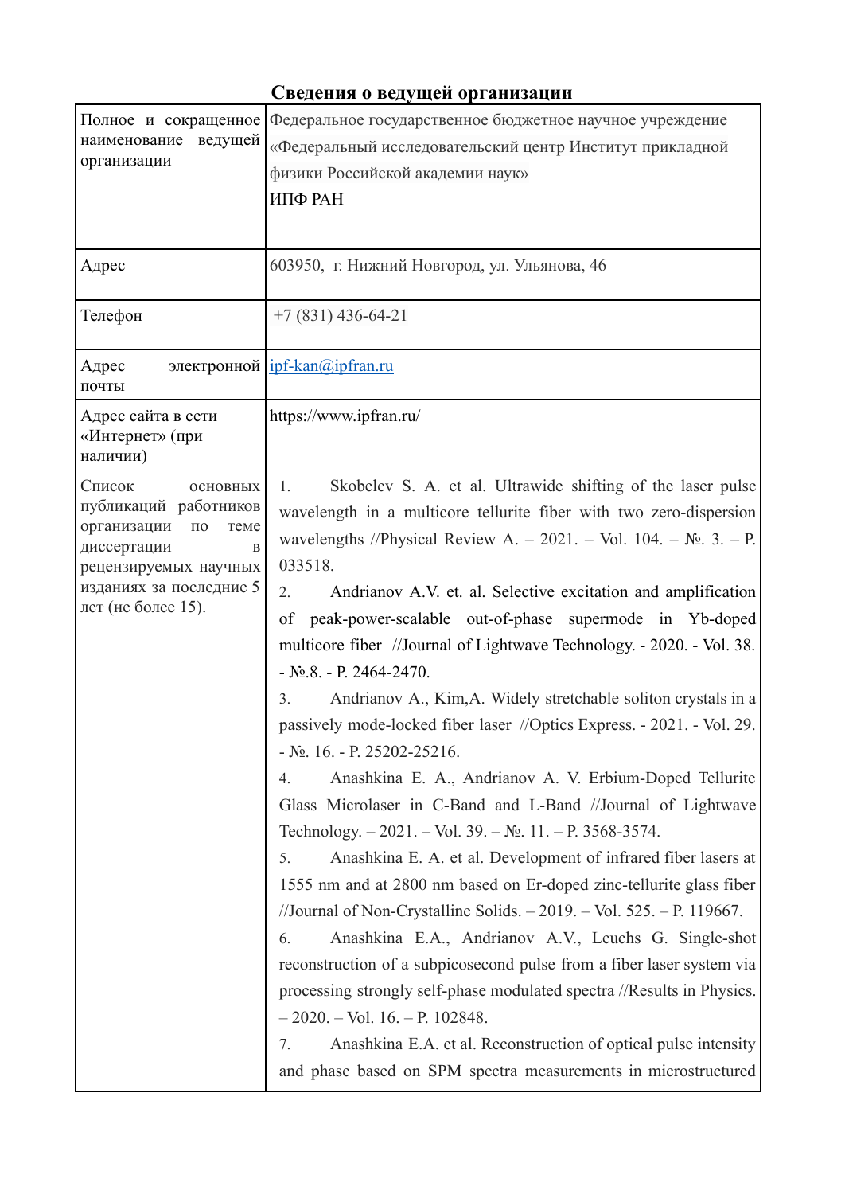## Сведения о ведущей организации

| | |
|---|---|
| Полное и сокращенное наименование ведущей организации | Федеральное государственное бюджетное научное учреждение «Федеральный исследовательский центр Институт прикладной физики Российской академии наук»<br>ИПФ РАН |
| Адрес | 603950, г. Нижний Новгород, ул. Ульянова, 46 |
| Телефон | +7 (831) 436-64-21 |
| Адрес электронной почты | ipf-kan@ipfran.ru |
| Адрес сайта в сети «Интернет» (при наличии) | https://www.ipfran.ru/ |
| Список основных публикаций работников организации по теме диссертации в рецензируемых научных изданиях за последние 5 лет (не более 15). | 1. Skobelev S. A. et al. Ultrawide shifting of the laser pulse wavelength in a multicore tellurite fiber with two zero-dispersion wavelengths //Physical Review A. – 2021. – Vol. 104. – №. 3. – P. 033518.<br>2. Andrianov A.V. et. al. Selective excitation and amplification of peak-power-scalable out-of-phase supermode in Yb-doped multicore fiber //Journal of Lightwave Technology. - 2020. - Vol. 38. - №.8. - P. 2464-2470.<br>3. Andrianov A., Kim,A. Widely stretchable soliton crystals in a passively mode-locked fiber laser //Optics Express. - 2021. - Vol. 29. - №. 16. - P. 25202-25216.<br>4. Anashkina E. A., Andrianov A. V. Erbium-Doped Tellurite Glass Microlaser in C-Band and L-Band //Journal of Lightwave Technology. – 2021. – Vol. 39. – №. 11. – P. 3568-3574.<br>5. Anashkina E. A. et al. Development of infrared fiber lasers at 1555 nm and at 2800 nm based on Er-doped zinc-tellurite glass fiber //Journal of Non-Crystalline Solids. – 2019. – Vol. 525. – P. 119667.<br>6. Anashkina E.A., Andrianov A.V., Leuchs G. Single-shot reconstruction of a subpicosecond pulse from a fiber laser system via processing strongly self-phase modulated spectra //Results in Physics. – 2020. – Vol. 16. – P. 102848.<br>7. Anashkina E.A. et al. Reconstruction of optical pulse intensity and phase based on SPM spectra measurements in microstructured |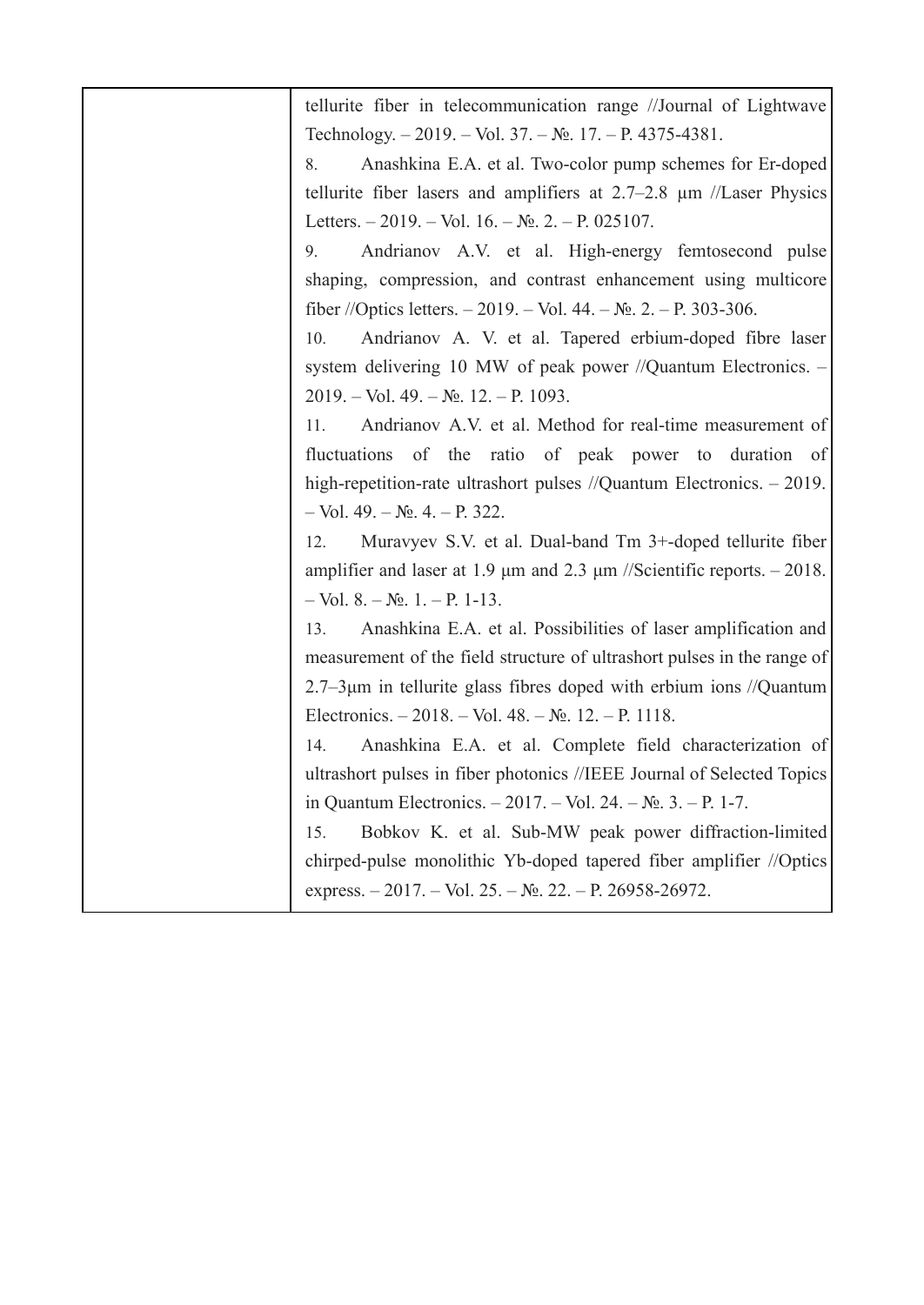| | |
|---|---|
| | tellurite fiber in telecommunication range //Journal of Lightwave Technology. – 2019. – Vol. 37. – №. 17. – P. 4375-4381.<br>8. Anashkina E.A. et al. Two-color pump schemes for Er-doped tellurite fiber lasers and amplifiers at 2.7–2.8 μm //Laser Physics Letters. – 2019. – Vol. 16. – №. 2. – P. 025107.<br>9. Andrianov A.V. et al. High-energy femtosecond pulse shaping, compression, and contrast enhancement using multicore fiber //Optics letters. – 2019. – Vol. 44. – №. 2. – P. 303-306.<br>10. Andrianov A. V. et al. Tapered erbium-doped fibre laser system delivering 10 MW of peak power //Quantum Electronics. – 2019. – Vol. 49. – №. 12. – P. 1093.<br>11. Andrianov A.V. et al. Method for real-time measurement of fluctuations of the ratio of peak power to duration of high-repetition-rate ultrashort pulses //Quantum Electronics. – 2019. – Vol. 49. – №. 4. – P. 322.<br>12. Muravyev S.V. et al. Dual-band Tm 3+-doped tellurite fiber amplifier and laser at 1.9 μm and 2.3 μm //Scientific reports. – 2018. – Vol. 8. – №. 1. – P. 1-13.<br>13. Anashkina E.A. et al. Possibilities of laser amplification and measurement of the field structure of ultrashort pulses in the range of 2.7–3μm in tellurite glass fibres doped with erbium ions //Quantum Electronics. – 2018. – Vol. 48. – №. 12. – P. 1118.<br>14. Anashkina E.A. et al. Complete field characterization of ultrashort pulses in fiber photonics //IEEE Journal of Selected Topics in Quantum Electronics. – 2017. – Vol. 24. – №. 3. – P. 1-7.<br>15. Bobkov K. et al. Sub-MW peak power diffraction-limited chirped-pulse monolithic Yb-doped tapered fiber amplifier //Optics express. – 2017. – Vol. 25. – №. 22. – P. 26958-26972. |